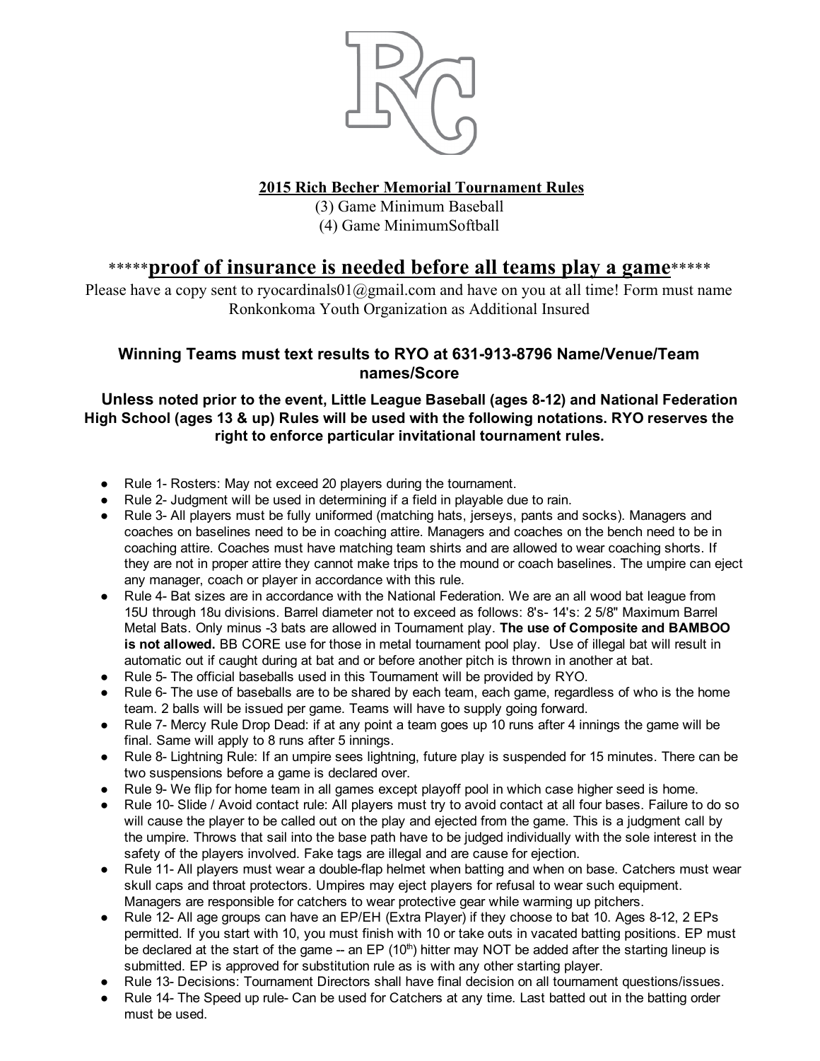## 2015 Rich Becher Memorial Tournament Rules

(3) Game Minimum Baseball

(4) Game MinimumSoftball

# *****proof of insurance is needed before all teams play a game*****

Please have a copy sent to ryocardinals01@gmail.com and have on you at all time! Form must name Ronkonkoma Youth Organization as Additional Insured

### Winning Teams must text results to RYO at 631-913-8796 Name/Venue/Team names/Score

**Unless noted prior to the event, Little League Baseball (ages 8-12) and National Federation High School (ages 13 & up) Rules will be used with the following notations. RYO reserves the right to enforce particular invitational tournament rules.**

- Rule 1- Rosters: May not exceed 20 players during the tournament.
- Rule 2- Judgment will be used in determining if a field in playable due to rain.
- Rule 3- All players must be fully uniformed (matching hats, jerseys, pants and socks). Managers and coaches on baselines need to be in coaching attire. Managers and coaches on the bench need to be in coaching attire. Coaches must have matching team shirts and are allowed to wear coaching shorts. If they are not in proper attire they cannot make trips to the mound or coach baselines. The umpire can eject any manager, coach or player in accordance with this rule.
- Rule 4- Bat sizes are in accordance with the National Federation. We are an all wood bat league from 15U through 18u divisions. Barrel diameter not to exceed as follows: 8's- 14's: 2 5/8" Maximum Barrel Metal Bats. Only minus -3 bats are allowed in Tournament play. **The use of Composite and BAMBOO is not allowed.** BB CORE use for those in metal tournament pool play. Use of illegal bat will result in automatic out if caught during at bat and or before another pitch is thrown in another at bat.
- Rule 5- The official baseballs used in this Tournament will be provided by RYO.
- Rule 6- The use of baseballs are to be shared by each team, each game, regardless of who is the home team. 2 balls will be issued per game. Teams will have to supply going forward.
- Rule 7- Mercy Rule Drop Dead: if at any point a team goes up 10 runs after 4 innings the game will be final. Same will apply to 8 runs after 5 innings.
- Rule 8- Lightning Rule: If an umpire sees lightning, future play is suspended for 15 minutes. There can be two suspensions before a game is declared over.
- Rule 9- We flip for home team in all games except playoff pool in which case higher seed is home.
- Rule 10- Slide / Avoid contact rule: All players must try to avoid contact at all four bases. Failure to do so will cause the player to be called out on the play and ejected from the game. This is a judgment call by the umpire. Throws that sail into the base path have to be judged individually with the sole interest in the safety of the players involved. Fake tags are illegal and are cause for ejection.
- Rule 11- All players must wear a double-flap helmet when batting and when on base. Catchers must wear skull caps and throat protectors. Umpires may eject players for refusal to wear such equipment. Managers are responsible for catchers to wear protective gear while warming up pitchers.
- Rule 12- All age groups can have an EP/EH (Extra Player) if they choose to bat 10. Ages 8-12, 2 EPs permitted. If you start with 10, you must finish with 10 or take outs in vacated batting positions. EP must be declared at the start of the game -- an EP (10th) hitter may NOT be added after the starting lineup is submitted. EP is approved for substitution rule as is with any other starting player.
- Rule 13- Decisions: Tournament Directors shall have final decision on all tournament questions/issues.
- Rule 14- The Speed up rule- Can be used for Catchers at any time. Last batted out in the batting order must be used.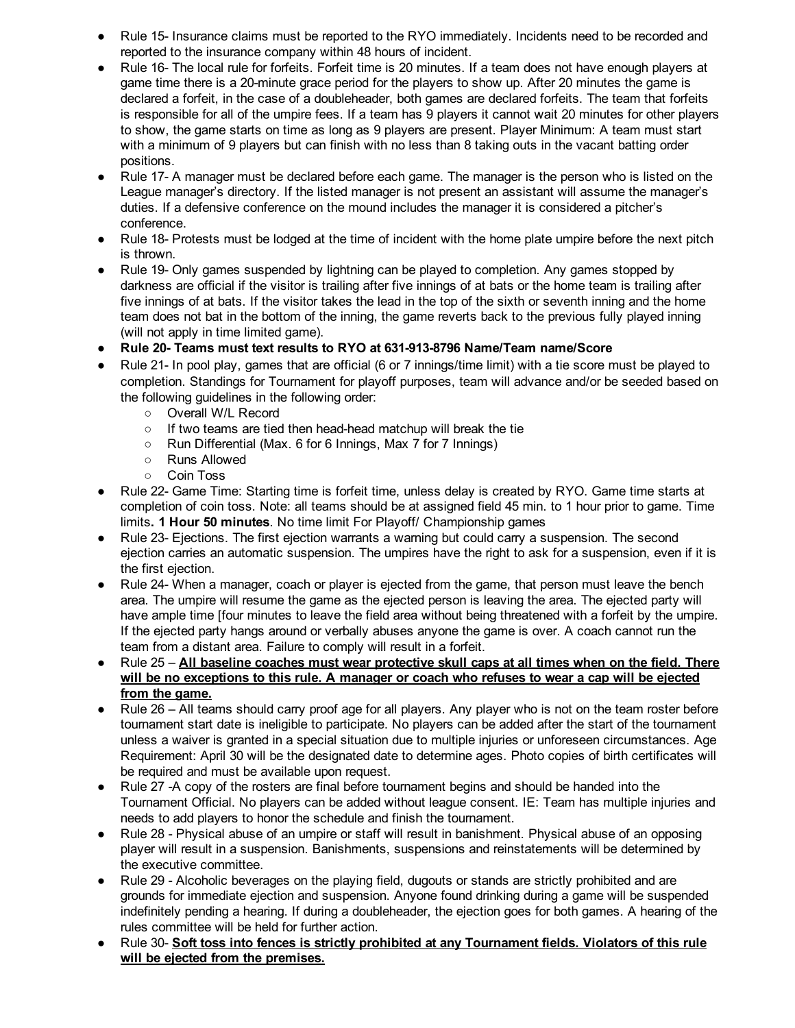- Rule 15- Insurance claims must be reported to the RYO immediately. Incidents need to be recorded and reported to the insurance company within 48 hours of incident.
- Rule 16- The local rule for forfeits. Forfeit time is 20 minutes. If a team does not have enough players at game time there is a 20-minute grace period for the players to show up. After 20 minutes the game is declared a forfeit, in the case of a doubleheader, both games are declared forfeits. The team that forfeits is responsible for all of the umpire fees. If a team has 9 players it cannot wait 20 minutes for other players to show, the game starts on time as long as 9 players are present. Player Minimum: A team must start with a minimum of 9 players but can finish with no less than 8 taking outs in the vacant batting order positions.
- Rule 17- A manager must be declared before each game. The manager is the person who is listed on the League manager's directory. If the listed manager is not present an assistant will assume the manager's duties. If a defensive conference on the mound includes the manager it is considered a pitcher's conference.
- Rule 18- Protests must be lodged at the time of incident with the home plate umpire before the next pitch is thrown.
- Rule 19- Only games suspended by lightning can be played to completion. Any games stopped by darkness are official if the visitor is trailing after five innings of at bats or the home team is trailing after five innings of at bats. If the visitor takes the lead in the top of the sixth or seventh inning and the home team does not bat in the bottom of the inning, the game reverts back to the previous fully played inning (will not apply in time limited game).
- **Rule 20- Teams must text results to RYO at 631-913-8796 Name/Team name/Score**
- Rule 21- In pool play, games that are official (6 or 7 innings/time limit) with a tie score must be played to completion. Standings for Tournament for playoff purposes, team will advance and/or be seeded based on the following guidelines in the following order:
    - Overall W/L Record
    - If two teams are tied then head-head matchup will break the tie
    - Run Differential (Max. 6 for 6 Innings, Max 7 for 7 Innings)
    - Runs Allowed
    - Coin Toss
- Rule 22- Game Time: Starting time is forfeit time, unless delay is created by RYO. Game time starts at completion of coin toss. Note: all teams should be at assigned field 45 min. to 1 hour prior to game. Time limits**. 1 Hour 50 minutes**. No time limit For Playoff/ Championship games
- Rule 23- Ejections. The first ejection warrants a warning but could carry a suspension. The second ejection carries an automatic suspension. The umpires have the right to ask for a suspension, even if it is the first ejection.
- Rule 24- When a manager, coach or player is ejected from the game, that person must leave the bench area. The umpire will resume the game as the ejected person is leaving the area. The ejected party will have ample time [four minutes to leave the field area without being threatened with a forfeit by the umpire. If the ejected party hangs around or verbally abuses anyone the game is over. A coach cannot run the team from a distant area. Failure to comply will result in a forfeit.
- Rule 25 – **<u>All baseline coaches must wear protective skull caps at all times when on the field. There will be no exceptions to this rule. A manager or coach who refuses to wear a cap will be ejected from the game.</u>**
- Rule 26 – All teams should carry proof age for all players. Any player who is not on the team roster before tournament start date is ineligible to participate. No players can be added after the start of the tournament unless a waiver is granted in a special situation due to multiple injuries or unforeseen circumstances. Age Requirement: April 30 will be the designated date to determine ages. Photo copies of birth certificates will be required and must be available upon request.
- Rule 27 -A copy of the rosters are final before tournament begins and should be handed into the Tournament Official. No players can be added without league consent. IE: Team has multiple injuries and needs to add players to honor the schedule and finish the tournament.
- Rule 28 - Physical abuse of an umpire or staff will result in banishment. Physical abuse of an opposing player will result in a suspension. Banishments, suspensions and reinstatements will be determined by the executive committee.
- Rule 29 - Alcoholic beverages on the playing field, dugouts or stands are strictly prohibited and are grounds for immediate ejection and suspension. Anyone found drinking during a game will be suspended indefinitely pending a hearing. If during a doubleheader, the ejection goes for both games. A hearing of the rules committee will be held for further action.
- Rule 30- **<u>Soft toss into fences is strictly prohibited at any Tournament fields. Violators of this rule will be ejected from the premises.</u>**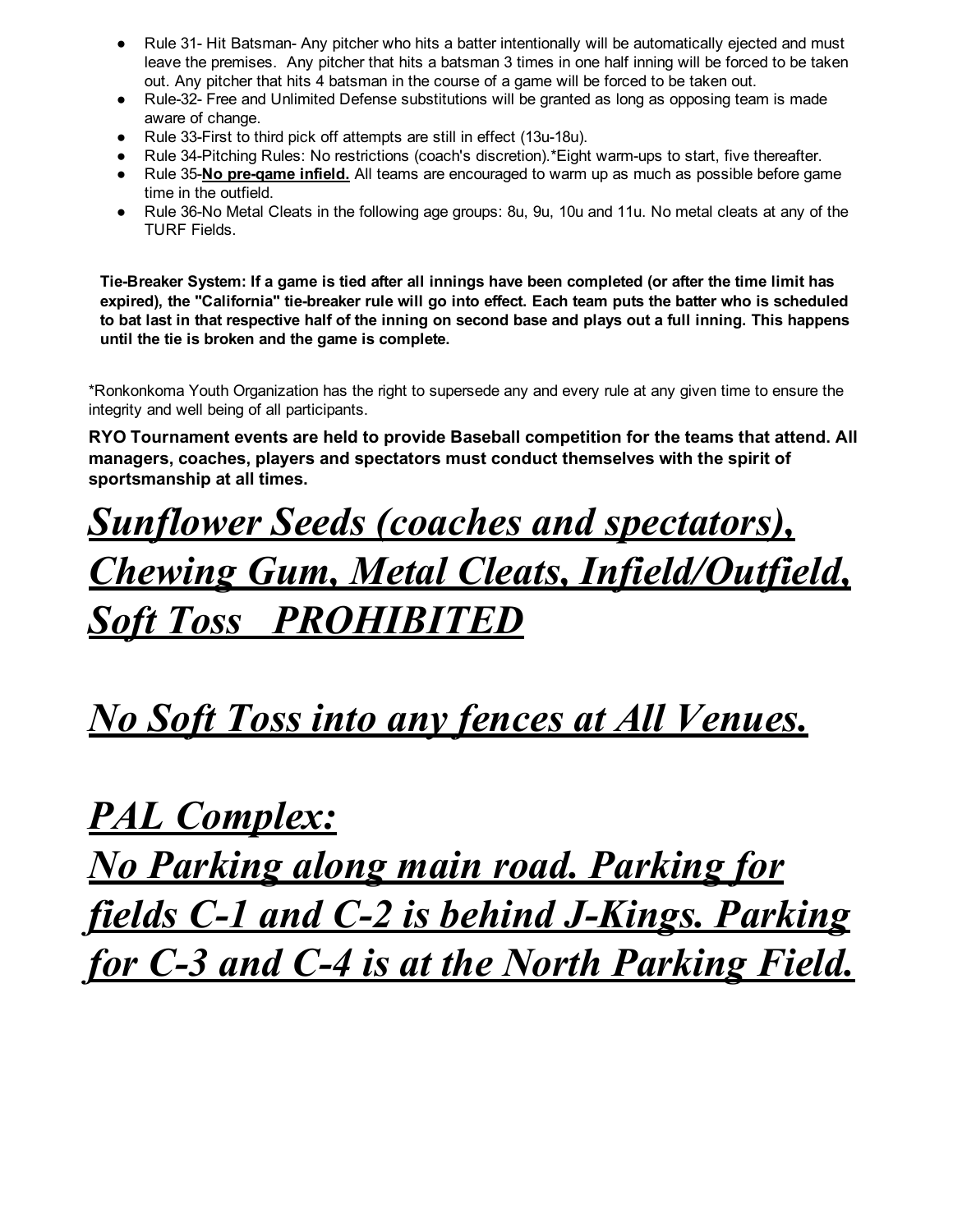- Rule 31- Hit Batsman- Any pitcher who hits a batter intentionally will be automatically ejected and must leave the premises.  Any pitcher that hits a batsman 3 times in one half inning will be forced to be taken out. Any pitcher that hits 4 batsman in the course of a game will be forced to be taken out.
- Rule-32- Free and Unlimited Defense substitutions will be granted as long as opposing team is made aware of change.
- Rule 33-First to third pick off attempts are still in effect (13u-18u).
- Rule 34-Pitching Rules: No restrictions (coach's discretion).*Eight warm-ups to start, five thereafter.
- Rule 35-**<u>No pre-game infield.</u>** All teams are encouraged to warm up as much as possible before game time in the outfield.
- Rule 36-No Metal Cleats in the following age groups: 8u, 9u, 10u and 11u. No metal cleats at any of the TURF Fields.

**Tie-Breaker System: If a game is tied after all innings have been completed (or after the time limit has expired), the "California" tie-breaker rule will go into effect. Each team puts the batter who is scheduled to bat last in that respective half of the inning on second base and plays out a full inning. This happens until the tie is broken and the game is complete.**

*Ronkonkoma Youth Organization has the right to supersede any and every rule at any given time to ensure the integrity and well being of all participants.

**RYO Tournament events are held to provide Baseball competition for the teams that attend. All managers, coaches, players and spectators must conduct themselves with the spirit of sportsmanship at all times.**

# ***<u>Sunflower Seeds (coaches and spectators), Chewing Gum, Metal Cleats, Infield/Outfield, Soft Toss   PROHIBITED</u>***

# ***<u>No Soft Toss into any fences at All Venues.</u>***

# ***<u>PAL Complex:</u>***

# ***<u>No Parking along main road. Parking for fields C-1 and C-2 is behind J-Kings. Parking for C-3 and C-4 is at the North Parking Field.</u>***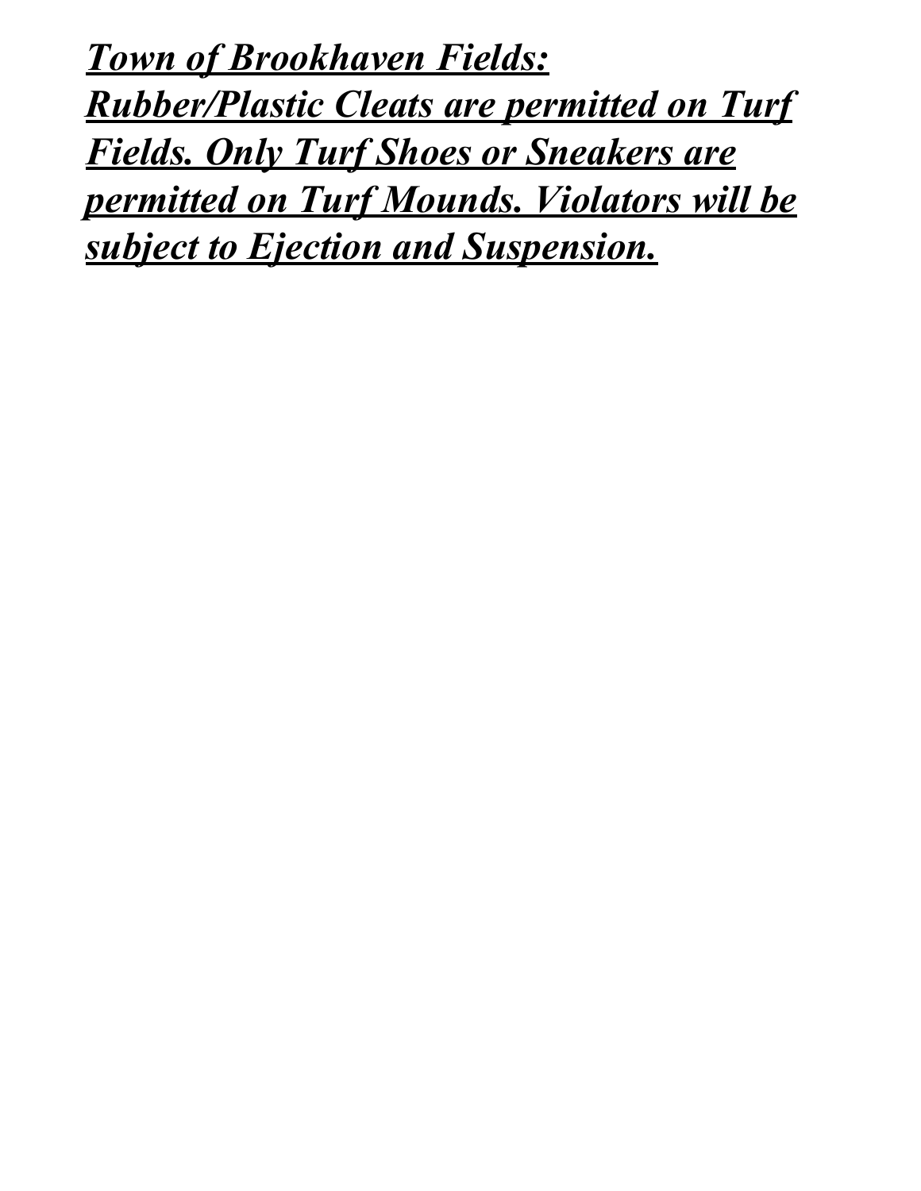***Town of Brookhaven Fields:***

***Rubber/Plastic Cleats are permitted on Turf Fields. Only Turf Shoes or Sneakers are permitted on Turf Mounds. Violators will be subject to Ejection and Suspension.***